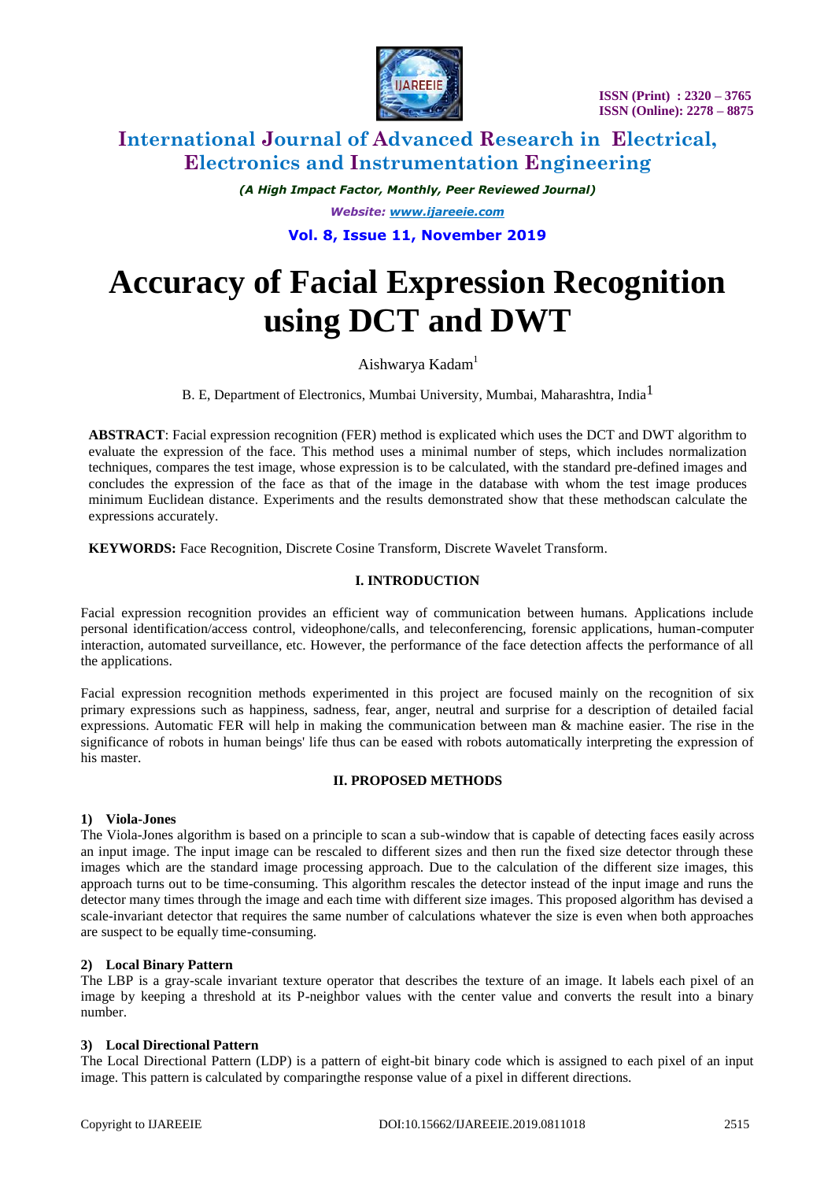# Accuracy of Facial Expression Recognition using DCT and DWT

Aishwarya Kadam[1]

B. E, Department of Electronics, Mumbai University, Mumbai, Maharashtra, India[1]

**ABSTRACT**: Facial expression recognition (FER) method is explicated which uses the DCT and DWT algorithm to evaluate the expression of the face. This method uses a minimal number of steps, which includes normalization techniques, compares the test image, whose expression is to be calculated, with the standard pre-defined images and concludes the expression of the face as that of the image in the database with whom the test image produces minimum Euclidean distance. Experiments and the results demonstrated show that these methodscan calculate the expressions accurately.

**KEYWORDS:** Face Recognition, Discrete Cosine Transform, Discrete Wavelet Transform.

## I. INTRODUCTION

Facial expression recognition provides an efficient way of communication between humans. Applications include personal identification/access control, videophone/calls, and teleconferencing, forensic applications, human-computer interaction, automated surveillance, etc. However, the performance of the face detection affects the performance of all the applications.

Facial expression recognition methods experimented in this project are focused mainly on the recognition of six primary expressions such as happiness, sadness, fear, anger, neutral and surprise for a description of detailed facial expressions. Automatic FER will help in making the communication between man & machine easier. The rise in the significance of robots in human beings' life thus can be eased with robots automatically interpreting the expression of his master.

## II. PROPOSED METHODS

### 1) Viola-Jones

The Viola-Jones algorithm is based on a principle to scan a sub-window that is capable of detecting faces easily across an input image. The input image can be rescaled to different sizes and then run the fixed size detector through these images which are the standard image processing approach. Due to the calculation of the different size images, this approach turns out to be time-consuming. This algorithm rescales the detector instead of the input image and runs the detector many times through the image and each time with different size images. This proposed algorithm has devised a scale-invariant detector that requires the same number of calculations whatever the size is even when both approaches are suspect to be equally time-consuming.

### 2) Local Binary Pattern

The LBP is a gray-scale invariant texture operator that describes the texture of an image. It labels each pixel of an image by keeping a threshold at its P-neighbor values with the center value and converts the result into a binary number.

### 3) Local Directional Pattern

The Local Directional Pattern (LDP) is a pattern of eight-bit binary code which is assigned to each pixel of an input image. This pattern is calculated by comparingthe response value of a pixel in different directions.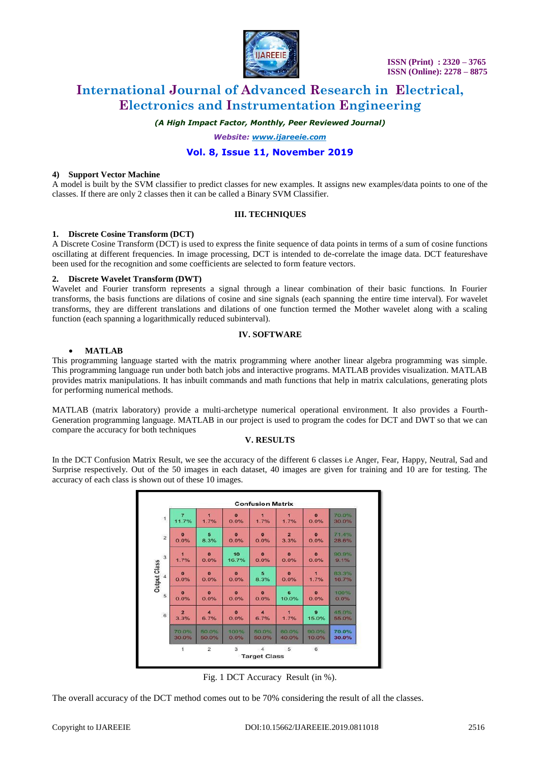**4) Support Vector Machine**

A model is built by the SVM classifier to predict classes for new examples. It assigns new examples/data points to one of the classes. If there are only 2 classes then it can be called a Binary SVM Classifier.

## III. TECHNIQUES

**1. Discrete Cosine Transform (DCT)**

A Discrete Cosine Transform (DCT) is used to express the finite sequence of data points in terms of a sum of cosine functions oscillating at different frequencies. In image processing, DCT is intended to de-correlate the image data. DCT featureshave been used for the recognition and some coefficients are selected to form feature vectors.

**2. Discrete Wavelet Transform (DWT)**

Wavelet and Fourier transform represents a signal through a linear combination of their basic functions. In Fourier transforms, the basis functions are dilations of cosine and sine signals (each spanning the entire time interval). For wavelet transforms, they are different translations and dilations of one function termed the Mother wavelet along with a scaling function (each spanning a logarithmically reduced subinterval).

## IV. SOFTWARE

- **MATLAB**

This programming language started with the matrix programming where another linear algebra programming was simple. This programming language run under both batch jobs and interactive programs. MATLAB provides visualization. MATLAB provides matrix manipulations. It has inbuilt commands and math functions that help in matrix calculations, generating plots for performing numerical methods.

MATLAB (matrix laboratory) provide a multi-archetype numerical operational environment. It also provides a Fourth-Generation programming language. MATLAB in our project is used to program the codes for DCT and DWT so that we can compare the accuracy for both techniques

## V. RESULTS

In the DCT Confusion Matrix Result, we see the accuracy of the different 6 classes i.e Anger, Fear, Happy, Neutral, Sad and Surprise respectively. Out of the 50 images in each dataset, 40 images are given for training and 10 are for testing. The accuracy of each class is shown out of these 10 images.

**Confusion Matrix**

| Output Class \ Target Class | 1 | 2 | 3 | 4 | 5 | 6 | |
|---|---|---|---|---|---|---|---|
| 1 | 7 11.7% | 1 1.7% | 0 0.0% | 1 1.7% | 1 1.7% | 0 0.0% | 70.0% 30.0% |
| 2 | 0 0.0% | 5 8.3% | 0 0.0% | 0 0.0% | 2 3.3% | 0 0.0% | 71.4% 28.6% |
| 3 | 1 1.7% | 0 0.0% | 10 16.7% | 0 0.0% | 0 0.0% | 0 0.0% | 90.9% 9.1% |
| 4 | 0 0.0% | 0 0.0% | 0 0.0% | 5 8.3% | 0 0.0% | 1 1.7% | 83.3% 16.7% |
| 5 | 0 0.0% | 0 0.0% | 0 0.0% | 0 0.0% | 6 10.0% | 0 0.0% | 100% 0.0% |
| 6 | 2 3.3% | 4 6.7% | 0 0.0% | 4 6.7% | 1 1.7% | 9 15.0% | 45.0% 55.0% |
| | 70.0% 30.0% | 50.0% 50.0% | 100% 0.0% | 50.0% 50.0% | 60.0% 40.0% | 90.0% 10.0% | 70.0% 30.0% |

Fig. 1 DCT Accuracy Result (in %).

The overall accuracy of the DCT method comes out to be 70% considering the result of all the classes.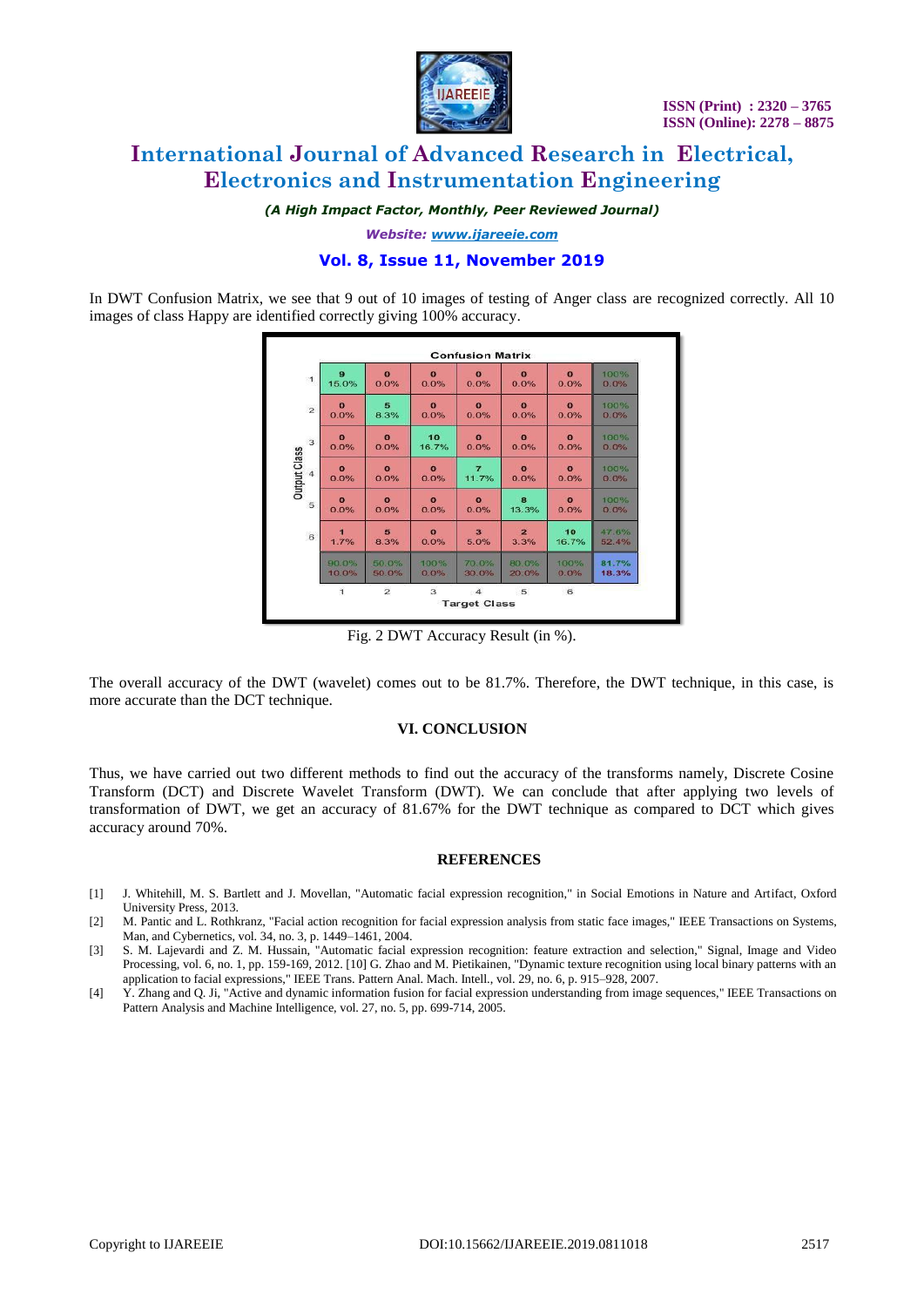In DWT Confusion Matrix, we see that 9 out of 10 images of testing of Anger class are recognized correctly. All 10 images of class Happy are identified correctly giving 100% accuracy.

Confusion Matrix

| Output Class \ Target Class | 1 | 2 | 3 | 4 | 5 | 6 | |
|---|---|---|---|---|---|---|---|
| 1 | 9<br>15.0% | 0<br>0.0% | 0<br>0.0% | 0<br>0.0% | 0<br>0.0% | 0<br>0.0% | 100%<br>0.0% |
| 2 | 0<br>0.0% | 5<br>8.3% | 0<br>0.0% | 0<br>0.0% | 0<br>0.0% | 0<br>0.0% | 100%<br>0.0% |
| 3 | 0<br>0.0% | 0<br>0.0% | 10<br>16.7% | 0<br>0.0% | 0<br>0.0% | 0<br>0.0% | 100%<br>0.0% |
| 4 | 0<br>0.0% | 0<br>0.0% | 0<br>0.0% | 7<br>11.7% | 0<br>0.0% | 0<br>0.0% | 100%<br>0.0% |
| 5 | 0<br>0.0% | 0<br>0.0% | 0<br>0.0% | 0<br>0.0% | 8<br>13.3% | 0<br>0.0% | 100%<br>0.0% |
| 6 | 1<br>1.7% | 5<br>8.3% | 0<br>0.0% | 3<br>5.0% | 2<br>3.3% | 10<br>16.7% | 47.6%<br>52.4% |
| | 90.0%<br>10.0% | 50.0%<br>50.0% | 100%<br>0.0% | 70.0%<br>30.0% | 80.0%<br>20.0% | 100%<br>0.0% | 81.7%<br>18.3% |

Fig. 2 DWT Accuracy Result (in %).

The overall accuracy of the DWT (wavelet) comes out to be 81.7%. Therefore, the DWT technique, in this case, is more accurate than the DCT technique.

## VI. CONCLUSION

Thus, we have carried out two different methods to find out the accuracy of the transforms namely, Discrete Cosine Transform (DCT) and Discrete Wavelet Transform (DWT). We can conclude that after applying two levels of transformation of DWT, we get an accuracy of 81.67% for the DWT technique as compared to DCT which gives accuracy around 70%.

## REFERENCES

[1] J. Whitehill, M. S. Bartlett and J. Movellan, "Automatic facial expression recognition," in Social Emotions in Nature and Artifact, Oxford University Press, 2013.

[2] M. Pantic and L. Rothkranz, "Facial action recognition for facial expression analysis from static face images," IEEE Transactions on Systems, Man, and Cybernetics, vol. 34, no. 3, p. 1449–1461, 2004.

[3] S. M. Lajevardi and Z. M. Hussain, "Automatic facial expression recognition: feature extraction and selection," Signal, Image and Video Processing, vol. 6, no. 1, pp. 159-169, 2012. [10] G. Zhao and M. Pietikainen, "Dynamic texture recognition using local binary patterns with an application to facial expressions," IEEE Trans. Pattern Anal. Mach. Intell., vol. 29, no. 6, p. 915–928, 2007.

[4] Y. Zhang and Q. Ji, "Active and dynamic information fusion for facial expression understanding from image sequences," IEEE Transactions on Pattern Analysis and Machine Intelligence, vol. 27, no. 5, pp. 699-714, 2005.